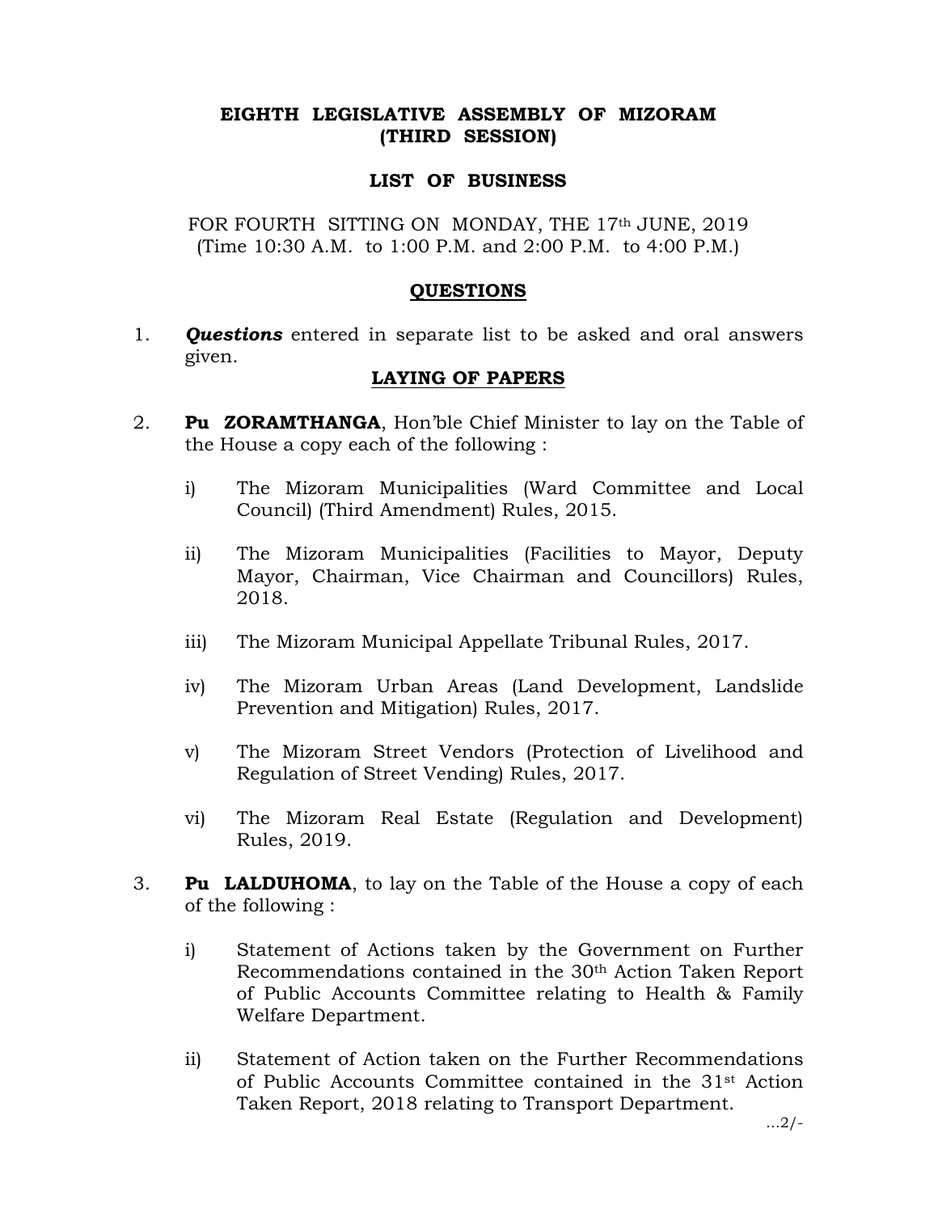**EIGHTH LEGISLATIVE ASSEMBLY OF MIZORAM**
**(THIRD SESSION)**

**LIST OF BUSINESS**

FOR FOURTH SITTING ON MONDAY, THE 17th JUNE, 2019
(Time 10:30 A.M. to 1:00 P.M. and 2:00 P.M. to 4:00 P.M.)

## QUESTIONS

1. ***Questions*** entered in separate list to be asked and oral answers given.

## LAYING OF PAPERS

2. **Pu ZORAMTHANGA**, Hon'ble Chief Minister to lay on the Table of the House a copy each of the following :

   i) The Mizoram Municipalities (Ward Committee and Local Council) (Third Amendment) Rules, 2015.

   ii) The Mizoram Municipalities (Facilities to Mayor, Deputy Mayor, Chairman, Vice Chairman and Councillors) Rules, 2018.

   iii) The Mizoram Municipal Appellate Tribunal Rules, 2017.

   iv) The Mizoram Urban Areas (Land Development, Landslide Prevention and Mitigation) Rules, 2017.

   v) The Mizoram Street Vendors (Protection of Livelihood and Regulation of Street Vending) Rules, 2017.

   vi) The Mizoram Real Estate (Regulation and Development) Rules, 2019.

3. **Pu LALDUHOMA**, to lay on the Table of the House a copy of each of the following :

   i) Statement of Actions taken by the Government on Further Recommendations contained in the 30th Action Taken Report of Public Accounts Committee relating to Health & Family Welfare Department.

   ii) Statement of Action taken on the Further Recommendations of Public Accounts Committee contained in the 31st Action Taken Report, 2018 relating to Transport Department.

...2/-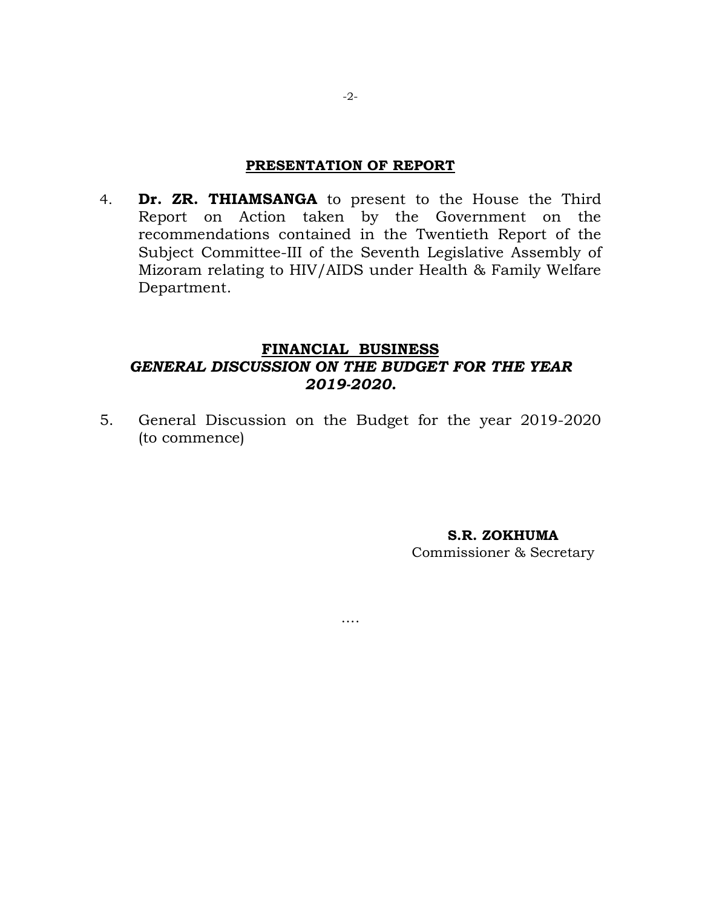## PRESENTATION OF REPORT

4. **Dr. ZR. THIAMSANGA** to present to the House the Third Report on Action taken by the Government on the recommendations contained in the Twentieth Report of the Subject Committee-III of the Seventh Legislative Assembly of Mizoram relating to HIV/AIDS under Health & Family Welfare Department.

## FINANCIAL BUSINESS

### *GENERAL DISCUSSION ON THE BUDGET FOR THE YEAR 2019-2020.*

5. General Discussion on the Budget for the year 2019-2020 (to commence)

**S.R. ZOKHUMA**
Commissioner & Secretary

....